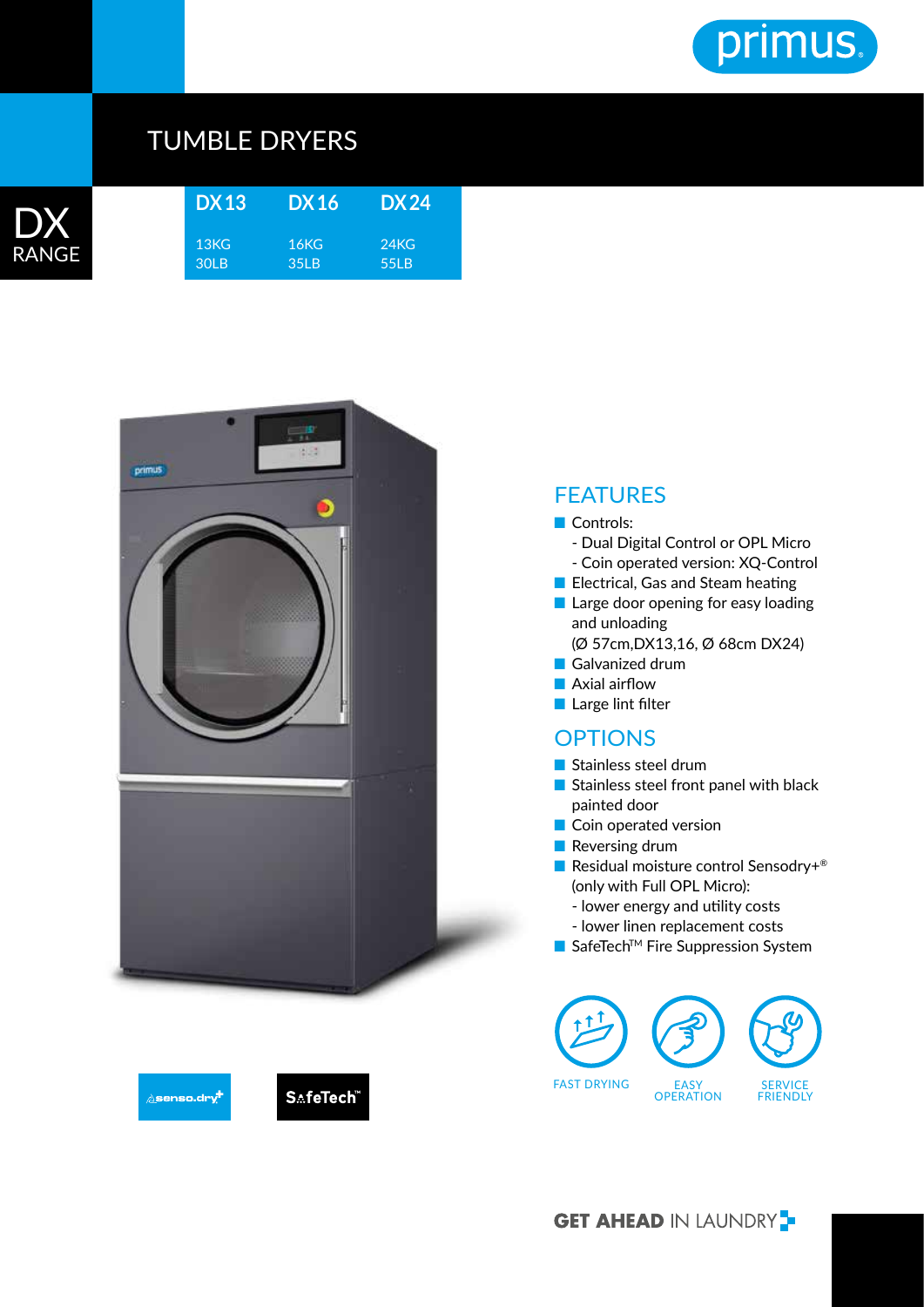primus

# TUMBLE DRYERS

## DX RANGE

| DX 13 | DX 16 | DX 24 |
|---|---|---|
| 13KG | 16KG | 24KG |
| 30LB | 35LB | 55LB |

## FEATURES

- Controls:
  - Dual Digital Control or OPL Micro
  - Coin operated version: XQ-Control
- Electrical, Gas and Steam heating
- Large door opening for easy loading and unloading (Ø 57cm,DX13,16, Ø 68cm DX24)
- Galvanized drum
- Axial airflow
- Large lint filter

## OPTIONS

- Stainless steel drum
- Stainless steel front panel with black painted door
- Coin operated version
- Reversing drum
- Residual moisture control Sensodry+® (only with Full OPL Micro):
  - lower energy and utility costs
  - lower linen replacement costs
- SafeTech™ Fire Suppression System

senso.dry+ SafeTech™

FAST DRYING EASY OPERATION SERVICE FRIENDLY

**GET AHEAD** IN LAUNDRY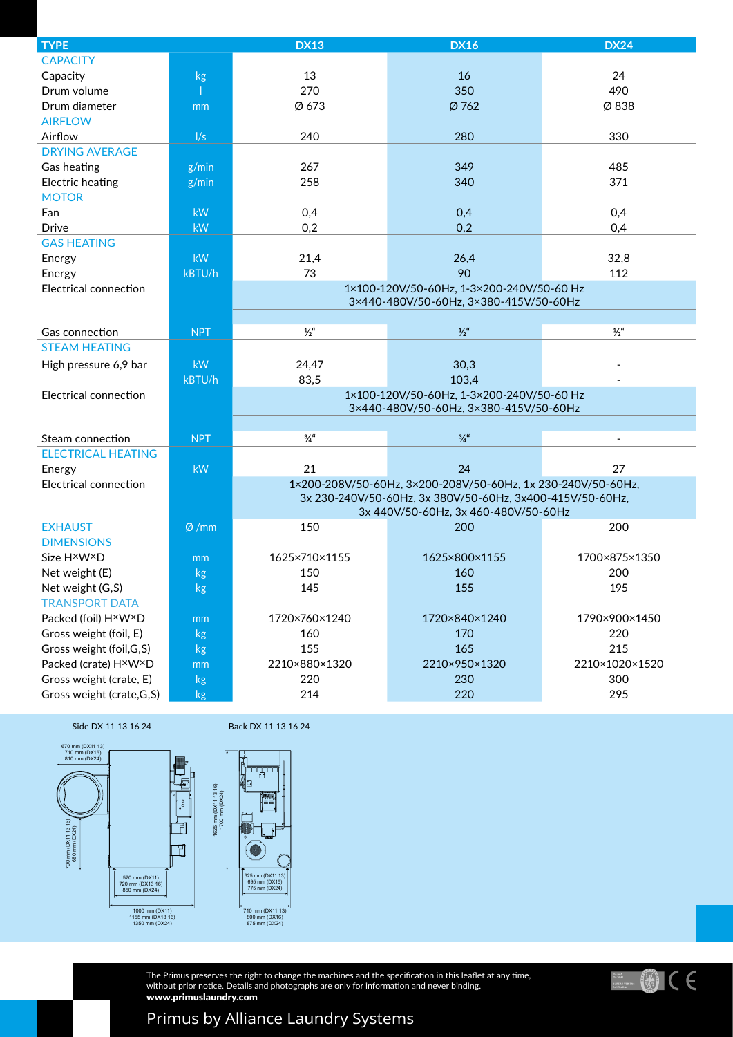| TYPE | | DX13 | DX16 | DX24 |
|---|---|---|---|---|
| CAPACITY | | | | |
| Capacity | kg | 13 | 16 | 24 |
| Drum volume | l | 270 | 350 | 490 |
| Drum diameter | mm | Ø 673 | Ø 762 | Ø 838 |
| AIRFLOW | | | | |
| Airflow | l/s | 240 | 280 | 330 |
| DRYING AVERAGE | | | | |
| Gas heating | g/min | 267 | 349 | 485 |
| Electric heating | g/min | 258 | 340 | 371 |
| MOTOR | | | | |
| Fan | kW | 0,4 | 0,4 | 0,4 |
| Drive | kW | 0,2 | 0,2 | 0,4 |
| GAS HEATING | | | | |
| Energy | kW | 21,4 | 26,4 | 32,8 |
| Energy | kBTU/h | 73 | 90 | 112 |
| Electrical connection | | 1×100-120V/50-60Hz, 1-3×200-240V/50-60 Hz 3×440-480V/50-60Hz, 3×380-415V/50-60Hz | | |
| Gas connection | NPT | ½" | ½" | ½" |
| STEAM HEATING | | | | |
| High pressure 6,9 bar | kW | 24,47 | 30,3 | - |
| | kBTU/h | 83,5 | 103,4 | - |
| Electrical connection | | 1×100-120V/50-60Hz, 1-3×200-240V/50-60 Hz 3×440-480V/50-60Hz, 3×380-415V/50-60Hz | | |
| Steam connection | NPT | ¾" | ¾" | - |
| ELECTRICAL HEATING | | | | |
| Energy | kW | 21 | 24 | 27 |
| Electrical connection | | 1×200-208V/50-60Hz, 3×200-208V/50-60Hz, 1x 230-240V/50-60Hz, 3x 230-240V/50-60Hz, 3x 380V/50-60Hz, 3x400-415V/50-60Hz, 3x 440V/50-60Hz, 3x 460-480V/50-60Hz | | |
| EXHAUST | Ø /mm | 150 | 200 | 200 |
| DIMENSIONS | | | | |
| Size H×W×D | mm | 1625×710×1155 | 1625×800×1155 | 1700×875×1350 |
| Net weight (E) | kg | 150 | 160 | 200 |
| Net weight (G,S) | kg | 145 | 155 | 195 |
| TRANSPORT DATA | | | | |
| Packed (foil) H×W×D | mm | 1720×760×1240 | 1720×840×1240 | 1790×900×1450 |
| Gross weight (foil, E) | kg | 160 | 170 | 220 |
| Gross weight (foil,G,S) | kg | 155 | 165 | 215 |
| Packed (crate) H×W×D | mm | 2210×880×1320 | 2210×950×1320 | 2210×1020×1520 |
| Gross weight (crate, E) | kg | 220 | 230 | 300 |
| Gross weight (crate,G,S) | kg | 214 | 220 | 295 |

Side DX 11 13 16 24

670 mm (DX11 13)
710 mm (DX16)
810 mm (DX24)

700 mm (DX11 13 16)
680 mm (DX24)

570 mm (DX11)
720 mm (DX13 16)
850 mm (DX24)

1000 mm (DX11)
1155 mm (DX13 16)
1350 mm (DX24)

Back DX 11 13 16 24

1625 mm (DX11 13 16)
1700 mm (DX24)

625 mm (DX11 13)
695 mm (DX16)
775 mm (DX24)

710 mm (DX11 13)
800 mm (DX16)
875 mm (DX24)

The Primus preserves the right to change the machines and the specification in this leaflet at any time, without prior notice. Details and photographs are only for information and never binding.
**www.primuslaundry.com**

Primus by Alliance Laundry Systems